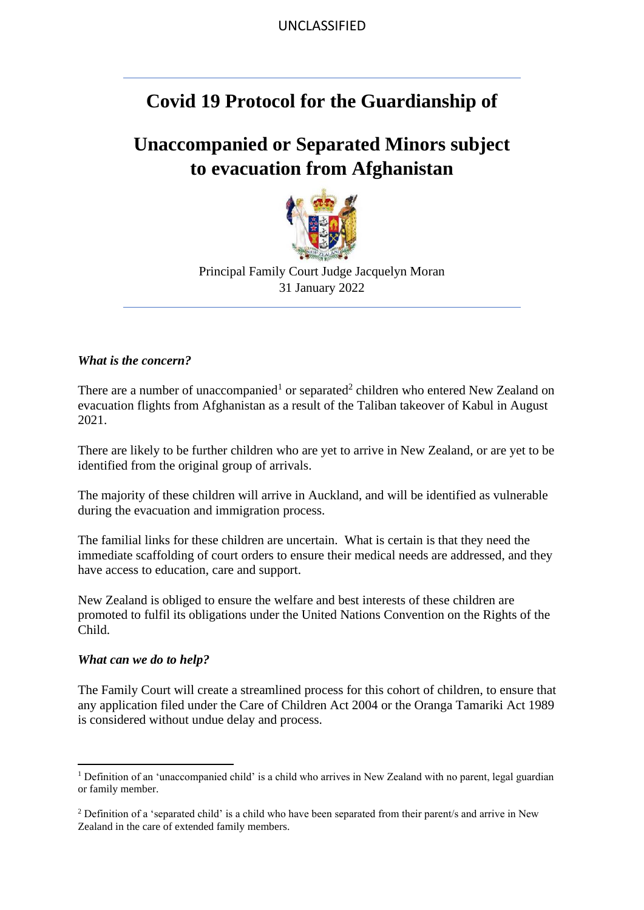# Covid 19 Protocol for the Guardianship of Unaccompanied or Separated Minors subject to evacuation from Afghanistan

Principal Family Court Judge Jacquelyn Moran
31 January 2022

***What is the concern?***

There are a number of unaccompanied[1] or separated[2] children who entered New Zealand on evacuation flights from Afghanistan as a result of the Taliban takeover of Kabul in August 2021.

There are likely to be further children who are yet to arrive in New Zealand, or are yet to be identified from the original group of arrivals.

The majority of these children will arrive in Auckland, and will be identified as vulnerable during the evacuation and immigration process.

The familial links for these children are uncertain. What is certain is that they need the immediate scaffolding of court orders to ensure their medical needs are addressed, and they have access to education, care and support.

New Zealand is obliged to ensure the welfare and best interests of these children are promoted to fulfil its obligations under the United Nations Convention on the Rights of the Child.

***What can we do to help?***

The Family Court will create a streamlined process for this cohort of children, to ensure that any application filed under the Care of Children Act 2004 or the Oranga Tamariki Act 1989 is considered without undue delay and process.

---

[1] Definition of an 'unaccompanied child' is a child who arrives in New Zealand with no parent, legal guardian or family member.

[2] Definition of a 'separated child' is a child who have been separated from their parent/s and arrive in New Zealand in the care of extended family members.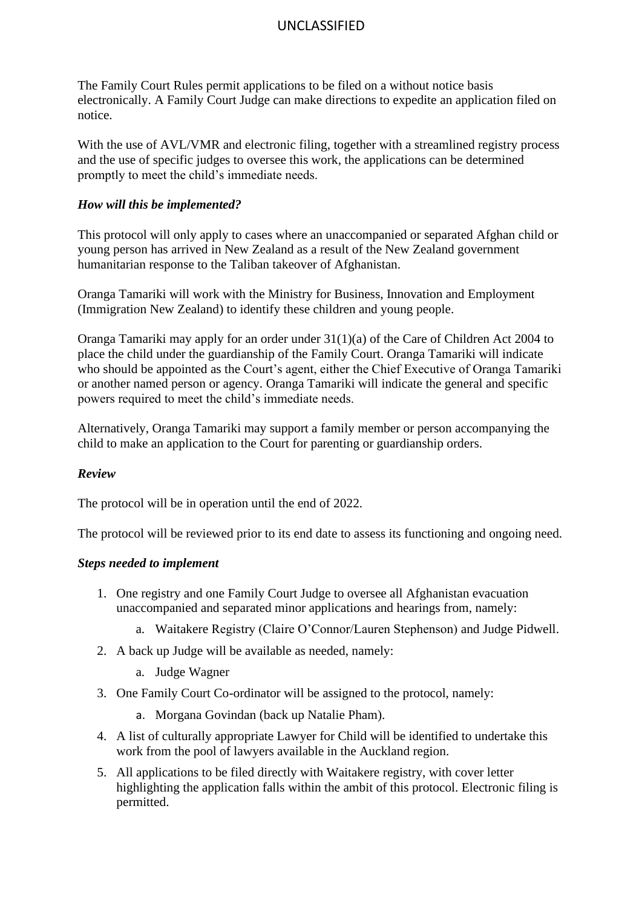The Family Court Rules permit applications to be filed on a without notice basis electronically. A Family Court Judge can make directions to expedite an application filed on notice.

With the use of AVL/VMR and electronic filing, together with a streamlined registry process and the use of specific judges to oversee this work, the applications can be determined promptly to meet the child's immediate needs.

***How will this be implemented?***

This protocol will only apply to cases where an unaccompanied or separated Afghan child or young person has arrived in New Zealand as a result of the New Zealand government humanitarian response to the Taliban takeover of Afghanistan.

Oranga Tamariki will work with the Ministry for Business, Innovation and Employment (Immigration New Zealand) to identify these children and young people.

Oranga Tamariki may apply for an order under 31(1)(a) of the Care of Children Act 2004 to place the child under the guardianship of the Family Court. Oranga Tamariki will indicate who should be appointed as the Court's agent, either the Chief Executive of Oranga Tamariki or another named person or agency. Oranga Tamariki will indicate the general and specific powers required to meet the child's immediate needs.

Alternatively, Oranga Tamariki may support a family member or person accompanying the child to make an application to the Court for parenting or guardianship orders.

***Review***

The protocol will be in operation until the end of 2022.

The protocol will be reviewed prior to its end date to assess its functioning and ongoing need.

***Steps needed to implement***

1. One registry and one Family Court Judge to oversee all Afghanistan evacuation unaccompanied and separated minor applications and hearings from, namely:
    a. Waitakere Registry (Claire O'Connor/Lauren Stephenson) and Judge Pidwell.
2. A back up Judge will be available as needed, namely:
    a. Judge Wagner
3. One Family Court Co-ordinator will be assigned to the protocol, namely:
    a. Morgana Govindan (back up Natalie Pham).
4. A list of culturally appropriate Lawyer for Child will be identified to undertake this work from the pool of lawyers available in the Auckland region.
5. All applications to be filed directly with Waitakere registry, with cover letter highlighting the application falls within the ambit of this protocol. Electronic filing is permitted.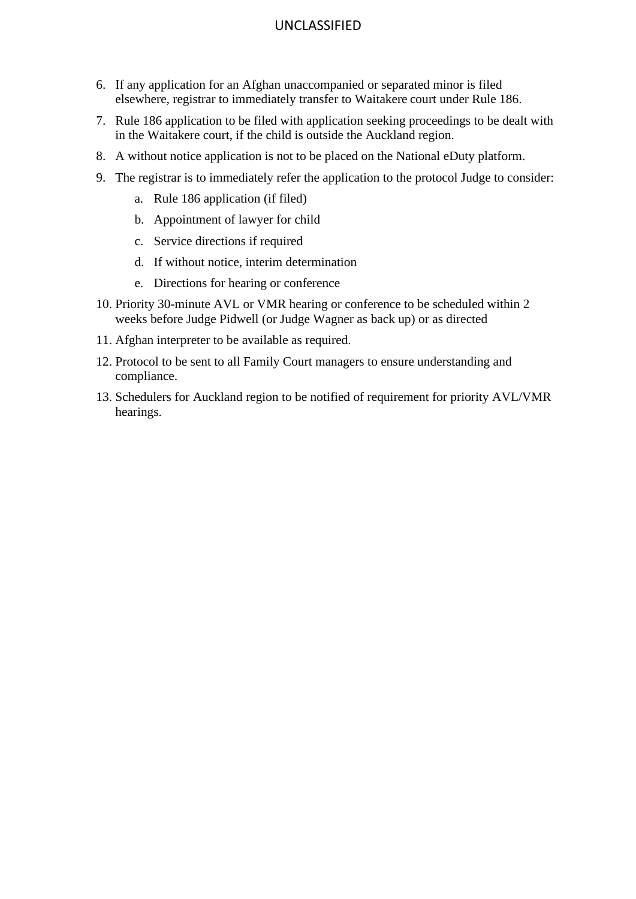6. If any application for an Afghan unaccompanied or separated minor is filed elsewhere, registrar to immediately transfer to Waitakere court under Rule 186.
7. Rule 186 application to be filed with application seeking proceedings to be dealt with in the Waitakere court, if the child is outside the Auckland region.
8. A without notice application is not to be placed on the National eDuty platform.
9. The registrar is to immediately refer the application to the protocol Judge to consider:
    a. Rule 186 application (if filed)
    b. Appointment of lawyer for child
    c. Service directions if required
    d. If without notice, interim determination
    e. Directions for hearing or conference
10. Priority 30-minute AVL or VMR hearing or conference to be scheduled within 2 weeks before Judge Pidwell (or Judge Wagner as back up) or as directed
11. Afghan interpreter to be available as required.
12. Protocol to be sent to all Family Court managers to ensure understanding and compliance.
13. Schedulers for Auckland region to be notified of requirement for priority AVL/VMR hearings.